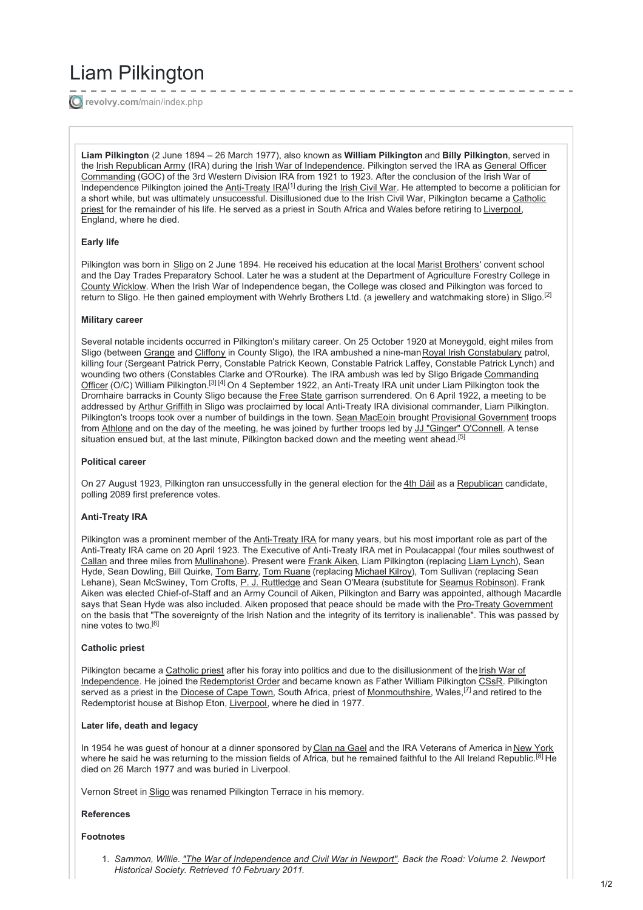# Liam Pilkington

revolvy.com/main/index.php

**Liam Pilkington** (2 June 1894 – 26 March 1977), also known as **William Pilkington** and **Billy Pilkington**, served in the Irish Republican Army (IRA) during the Irish War of Independence. Pilkington served the IRA as General Officer Commanding (GOC) of the 3rd Western Division IRA from 1921 to 1923. After the conclusion of the Irish War of Independence Pilkington joined the Anti-Treaty IRA[1] during the Irish Civil War. He attempted to become a politician for a short while, but was ultimately unsuccessful. Disillusioned due to the Irish Civil War, Pilkington became a Catholic priest for the remainder of his life. He served as a priest in South Africa and Wales before retiring to Liverpool, England, where he died.

### Early life

Pilkington was born in Sligo on 2 June 1894. He received his education at the local Marist Brothers' convent school and the Day Trades Preparatory School. Later he was a student at the Department of Agriculture Forestry College in County Wicklow. When the Irish War of Independence began, the College was closed and Pilkington was forced to return to Sligo. He then gained employment with Wehrly Brothers Ltd. (a jewellery and watchmaking store) in Sligo.[2]

### Military career

Several notable incidents occurred in Pilkington's military career. On 25 October 1920 at Moneygold, eight miles from Sligo (between Grange and Cliffony in County Sligo), the IRA ambushed a nine-man Royal Irish Constabulary patrol, killing four (Sergeant Patrick Perry, Constable Patrick Keown, Constable Patrick Laffey, Constable Patrick Lynch) and wounding two others (Constables Clarke and O'Rourke). The IRA ambush was led by Sligo Brigade Commanding Officer (O/C) William Pilkington.[3] [4] On 4 September 1922, an Anti-Treaty IRA unit under Liam Pilkington took the Dromhaire barracks in County Sligo because the Free State garrison surrendered. On 6 April 1922, a meeting to be addressed by Arthur Griffith in Sligo was proclaimed by local Anti-Treaty IRA divisional commander, Liam Pilkington. Pilkington's troops took over a number of buildings in the town. Sean MacEoin brought Provisional Government troops from Athlone and on the day of the meeting, he was joined by further troops led by JJ "Ginger" O'Connell. A tense situation ensued but, at the last minute, Pilkington backed down and the meeting went ahead.[5]

### Political career

On 27 August 1923, Pilkington ran unsuccessfully in the general election for the 4th Dáil as a Republican candidate, polling 2089 first preference votes.

### Anti-Treaty IRA

Pilkington was a prominent member of the Anti-Treaty IRA for many years, but his most important role as part of the Anti-Treaty IRA came on 20 April 1923. The Executive of Anti-Treaty IRA met in Poulacappal (four miles southwest of Callan and three miles from Mullinahone). Present were Frank Aiken, Liam Pilkington (replacing Liam Lynch), Sean Hyde, Sean Dowling, Bill Quirke, Tom Barry, Tom Ruane (replacing Michael Kilroy), Tom Sullivan (replacing Sean Lehane), Sean McSwiney, Tom Crofts, P. J. Ruttledge and Sean O'Meara (substitute for Seamus Robinson). Frank Aiken was elected Chief-of-Staff and an Army Council of Aiken, Pilkington and Barry was appointed, although Macardle says that Sean Hyde was also included. Aiken proposed that peace should be made with the Pro-Treaty Government on the basis that "The sovereignty of the Irish Nation and the integrity of its territory is inalienable". This was passed by nine votes to two.[6]

### Catholic priest

Pilkington became a Catholic priest after his foray into politics and due to the disillusionment of the Irish War of Independence. He joined the Redemptorist Order and became known as Father William Pilkington CSsR. Pilkington served as a priest in the Diocese of Cape Town, South Africa, priest of Monmouthshire, Wales,[7] and retired to the Redemptorist house at Bishop Eton, Liverpool, where he died in 1977.

### Later life, death and legacy

In 1954 he was guest of honour at a dinner sponsored by Clan na Gael and the IRA Veterans of America in New York where he said he was returning to the mission fields of Africa, but he remained faithful to the All Ireland Republic.[8] He died on 26 March 1977 and was buried in Liverpool.

Vernon Street in Sligo was renamed Pilkington Terrace in his memory.

### References

### Footnotes

1. *Sammon, Willie. "The War of Independence and Civil War in Newport". Back the Road: Volume 2. Newport Historical Society. Retrieved 10 February 2011.*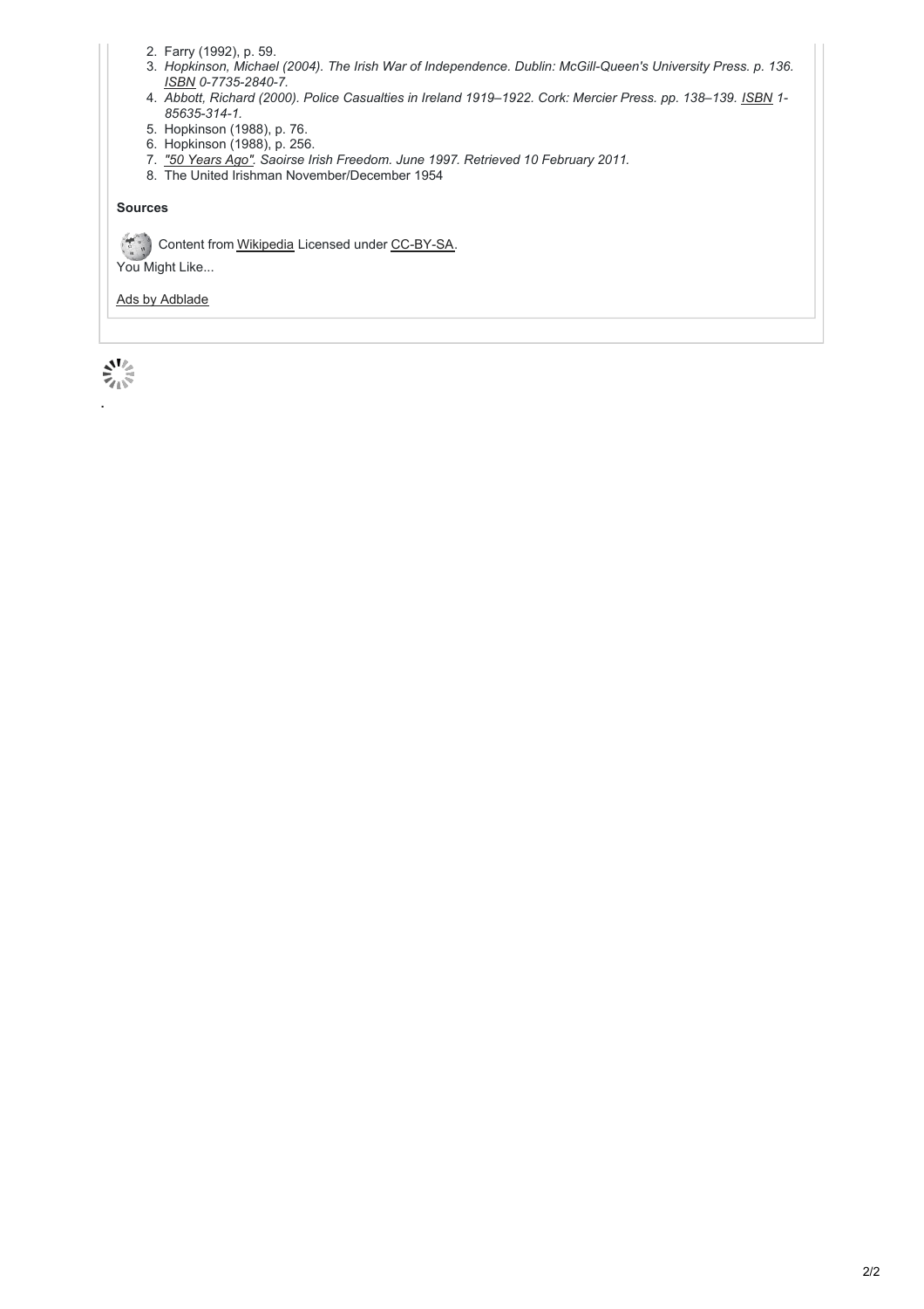2. Farry (1992), p. 59.
3. *Hopkinson, Michael (2004). The Irish War of Independence. Dublin: McGill-Queen's University Press. p. 136. ISBN 0-7735-2840-7.*
4. *Abbott, Richard (2000). Police Casualties in Ireland 1919–1922. Cork: Mercier Press. pp. 138–139. ISBN 1-85635-314-1.*
5. Hopkinson (1988), p. 76.
6. Hopkinson (1988), p. 256.
7. *"50 Years Ago". Saoirse Irish Freedom. June 1997. Retrieved 10 February 2011.*
8. The United Irishman November/December 1954

**Sources**

Content from Wikipedia Licensed under CC-BY-SA.

You Might Like...

Ads by Adblade